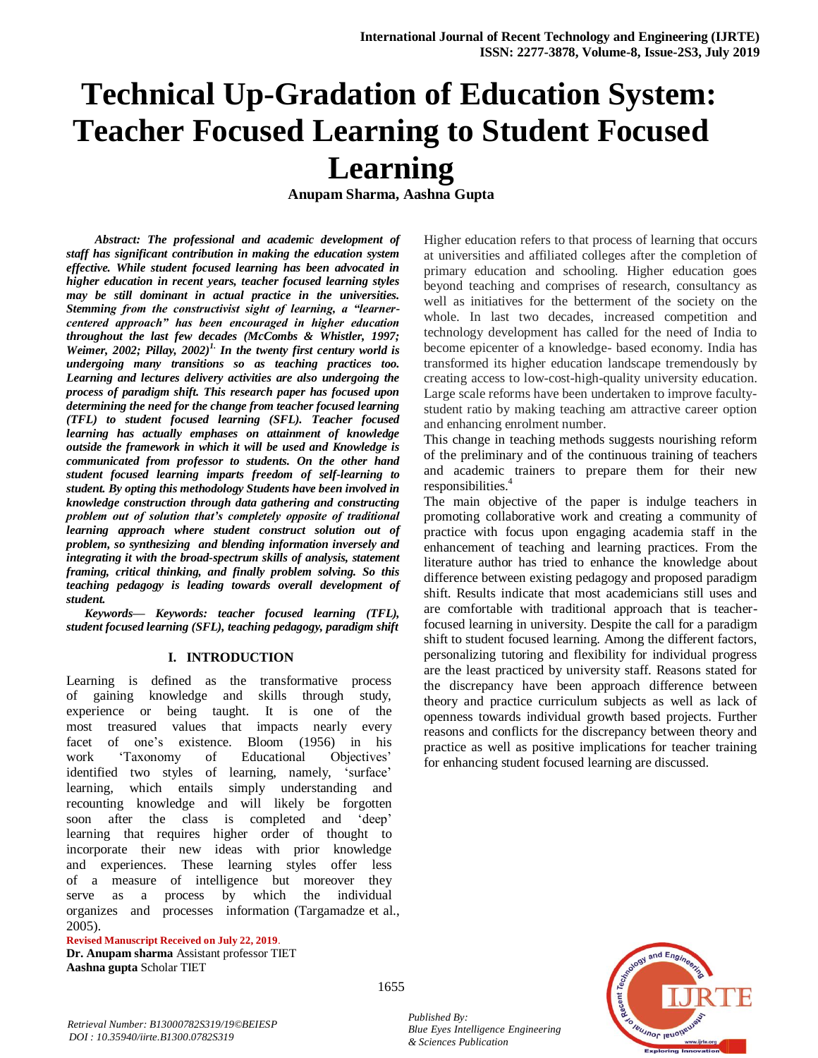# Technical Up-Gradation of Education System: Teacher Focused Learning to Student Focused Learning

**Anupam Sharma, Aashna Gupta**

***Abstract: The professional and academic development of staff has significant contribution in making the education system effective. While student focused learning has been advocated in higher education in recent years, teacher focused learning styles may be still dominant in actual practice in the universities. Stemming from the constructivist sight of learning, a "learner-centered approach" has been encouraged in higher education throughout the last few decades (McCombs & Whistler, 1997; Weimer, 2002; Pillay, 2002)[1]. In the twenty first century world is undergoing many transitions so as teaching practices too. Learning and lectures delivery activities are also undergoing the process of paradigm shift. This research paper has focused upon determining the need for the change from teacher focused learning (TFL) to student focused learning (SFL). Teacher focused learning has actually emphases on attainment of knowledge outside the framework in which it will be used and Knowledge is communicated from professor to students. On the other hand student focused learning imparts freedom of self-learning to student. By opting this methodology Students have been involved in knowledge construction through data gathering and constructing problem out of solution that's completely opposite of traditional learning approach where student construct solution out of problem, so synthesizing and blending information inversely and integrating it with the broad-spectrum skills of analysis, statement framing, critical thinking, and finally problem solving. So this teaching pedagogy is leading towards overall development of student.***

***Keywords— Keywords: teacher focused learning (TFL), student focused learning (SFL), teaching pedagogy, paradigm shift***

## I. INTRODUCTION

Learning is defined as the transformative process of gaining knowledge and skills through study, experience or being taught. It is one of the most treasured values that impacts nearly every facet of one's existence. Bloom (1956) in his work 'Taxonomy of Educational Objectives' identified two styles of learning, namely, 'surface' learning, which entails simply understanding and recounting knowledge and will likely be forgotten soon after the class is completed and 'deep' learning that requires higher order of thought to incorporate their new ideas with prior knowledge and experiences. These learning styles offer less of a measure of intelligence but moreover they serve as a process by which the individual organizes and processes information (Targamadze et al., 2005).

Higher education refers to that process of learning that occurs at universities and affiliated colleges after the completion of primary education and schooling. Higher education goes beyond teaching and comprises of research, consultancy as well as initiatives for the betterment of the society on the whole. In last two decades, increased competition and technology development has called for the need of India to become epicenter of a knowledge- based economy. India has transformed its higher education landscape tremendously by creating access to low-cost-high-quality university education. Large scale reforms have been undertaken to improve faculty-student ratio by making teaching am attractive career option and enhancing enrolment number.

This change in teaching methods suggests nourishing reform of the preliminary and of the continuous training of teachers and academic trainers to prepare them for their new responsibilities.[4]

The main objective of the paper is indulge teachers in promoting collaborative work and creating a community of practice with focus upon engaging academia staff in the enhancement of teaching and learning practices. From the literature author has tried to enhance the knowledge about difference between existing pedagogy and proposed paradigm shift. Results indicate that most academicians still uses and are comfortable with traditional approach that is teacher-focused learning in university. Despite the call for a paradigm shift to student focused learning. Among the different factors, personalizing tutoring and flexibility for individual progress are the least practiced by university staff. Reasons stated for the discrepancy have been approach difference between theory and practice curriculum subjects as well as lack of openness towards individual growth based projects. Further reasons and conflicts for the discrepancy between theory and practice as well as positive implications for teacher training for enhancing student focused learning are discussed.

**Revised Manuscript Received on July 22, 2019**.

**Dr. Anupam sharma** Assistant professor TIET

**Aashna gupta** Scholar TIET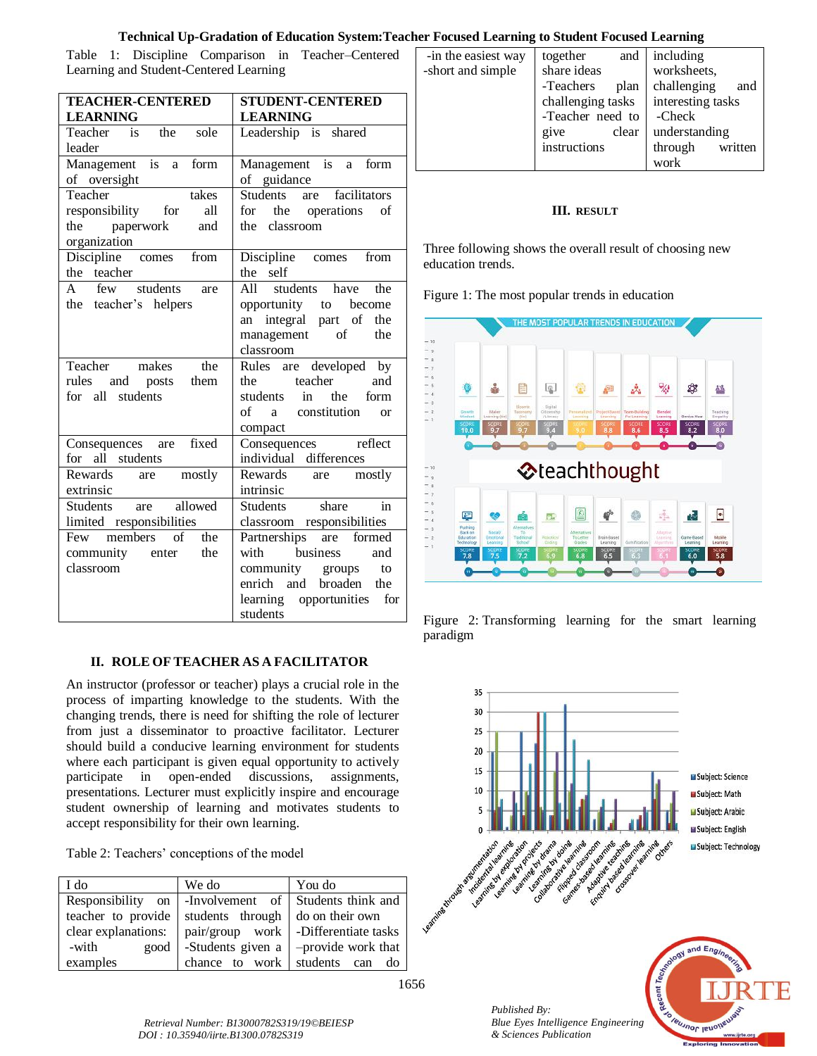Table 1: Discipline Comparison in Teacher–Centered Learning and Student-Centered Learning

| TEACHER-CENTERED LEARNING | STUDENT-CENTERED LEARNING |
|---|---|
| Teacher is the sole leader | Leadership is shared |
| Management is a form of oversight | Management is a form of guidance |
| Teacher takes responsibility for all the paperwork and organization | Students are facilitators for the operations of the classroom |
| Discipline comes from the teacher | Discipline comes from the self |
| A few students are the teacher's helpers | All students have the opportunity to become an integral part of the management of the classroom |
| Teacher makes the rules and posts them for all students | Rules are developed by the teacher and students in the form of a constitution or compact |
| Consequences are fixed for all students | Consequences reflect individual differences |
| Rewards are mostly extrinsic | Rewards are mostly intrinsic |
| Students are allowed limited responsibilities | Students share in classroom responsibilities |
| Few members of community enter the classroom | Partnerships are formed with business and community groups to enrich and broaden the learning opportunities for students |

## II. ROLE OF TEACHER AS A FACILITATOR

An instructor (professor or teacher) plays a crucial role in the process of imparting knowledge to the students. With the changing trends, there is need for shifting the role of lecturer from just a disseminator to proactive facilitator. Lecturer should build a conducive learning environment for students where each participant is given equal opportunity to actively participate in open-ended discussions, assignments, presentations. Lecturer must explicitly inspire and encourage student ownership of learning and motivates students to accept responsibility for their own learning.

Table 2: Teachers' conceptions of the model

| I do | We do | You do |
|---|---|---|
| Responsibility on teacher to provide clear explanations: -with good examples -in the easiest way -short and simple | -Involvement of students through pair/group work -Students given a chance to work together and share ideas -Teachers plan challenging tasks -Teacher need to give clear instructions | Students think and do on their own -Differentiate tasks –provide work that students can do including worksheets, challenging and interesting tasks -Check understanding through written work |

## III. RESULT

Three following shows the overall result of choosing new education trends.

Figure 1: The most popular trends in education

Figure 2: Transforming learning for the smart learning paradigm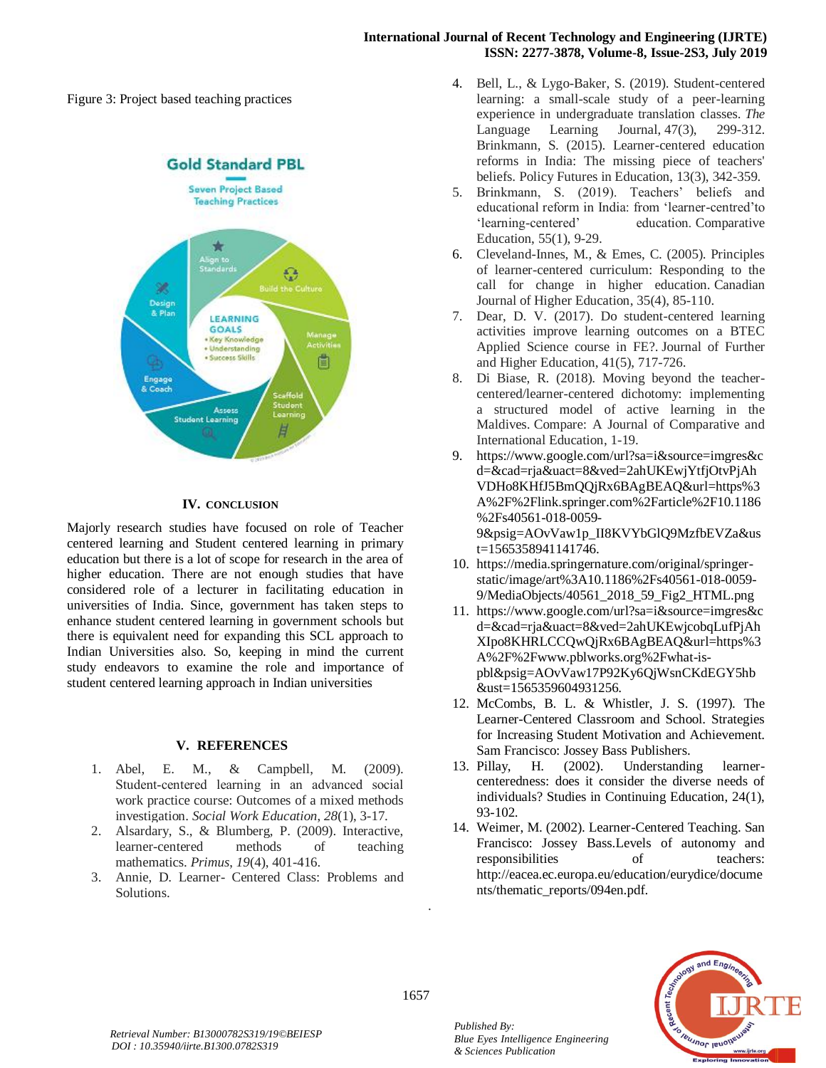Figure 3: Project based teaching practices

Gold Standard PBL

Seven Project Based Teaching Practices

Align to Standards

Build the Culture

Manage Activities

Scaffold Student Learning

Assess Student Learning

Engage & Coach

Design & Plan

LEARNING GOALS
• Key Knowledge
• Understanding
• Success Skills

## IV. CONCLUSION

Majorly research studies have focused on role of Teacher centered learning and Student centered learning in primary education but there is a lot of scope for research in the area of higher education. There are not enough studies that have considered role of a lecturer in facilitating education in universities of India. Since, government has taken steps to enhance student centered learning in government schools but there is equivalent need for expanding this SCL approach to Indian Universities also. So, keeping in mind the current study endeavors to examine the role and importance of student centered learning approach in Indian universities

## V. REFERENCES

1. Abel, E. M., & Campbell, M. (2009). Student-centered learning in an advanced social work practice course: Outcomes of a mixed methods investigation. *Social Work Education*, *28*(1), 3-17.
2. Alsardary, S., & Blumberg, P. (2009). Interactive, learner-centered methods of teaching mathematics. *Primus*, *19*(4), 401-416.
3. Annie, D. Learner- Centered Class: Problems and Solutions.
4. Bell, L., & Lygo-Baker, S. (2019). Student-centered learning: a small-scale study of a peer-learning experience in undergraduate translation classes. *The* Language Learning Journal, 47(3), 299-312. Brinkmann, S. (2015). Learner-centered education reforms in India: The missing piece of teachers' beliefs. Policy Futures in Education, 13(3), 342-359.
5. Brinkmann, S. (2019). Teachers' beliefs and educational reform in India: from 'learner-centred'to 'learning-centered' education. Comparative Education, 55(1), 9-29.
6. Cleveland-Innes, M., & Emes, C. (2005). Principles of learner-centered curriculum: Responding to the call for change in higher education. Canadian Journal of Higher Education, 35(4), 85-110.
7. Dear, D. V. (2017). Do student-centered learning activities improve learning outcomes on a BTEC Applied Science course in FE?. Journal of Further and Higher Education, 41(5), 717-726.
8. Di Biase, R. (2018). Moving beyond the teacher-centered/learner-centered dichotomy: implementing a structured model of active learning in the Maldives. Compare: A Journal of Comparative and International Education, 1-19.
9. https://www.google.com/url?sa=i&source=imgres&cd=&cad=rja&uact=8&ved=2ahUKEwjYtfjOtvPjAhVDHo8KHfJ5BmQQjRx6BAgBEAQ&url=https%3A%2F%2Flink.springer.com%2Farticle%2F10.1186%2Fs40561-018-0059-9&psig=AOvVaw1p_II8KVYbGlQ9MzfbEVZa&ust=1565358941141746.
10. https://media.springernature.com/original/springer-static/image/art%3A10.1186%2Fs40561-018-0059-9/MediaObjects/40561_2018_59_Fig2_HTML.png
11. https://www.google.com/url?sa=i&source=imgres&cd=&cad=rja&uact=8&ved=2ahUKEwjcobqLufPjAhXIpo8KHRLCCQwQjRx6BAgBEAQ&url=https%3A%2F%2Fwww.pblworks.org%2Fwhat-is-pbl&psig=AOvVaw17P92Ky6QjWsnCKdEGY5hb&ust=1565359604931256.
12. McCombs, B. L. & Whistler, J. S. (1997). The Learner-Centered Classroom and School. Strategies for Increasing Student Motivation and Achievement. Sam Francisco: Jossey Bass Publishers.
13. Pillay, H. (2002). Understanding learner-centeredness: does it consider the diverse needs of individuals? Studies in Continuing Education, 24(1), 93-102.
14. Weimer, M. (2002). Learner-Centered Teaching. San Francisco: Jossey Bass.Levels of autonomy and responsibilities of teachers: http://eacea.ec.europa.eu/education/eurydice/documents/thematic_reports/094en.pdf.